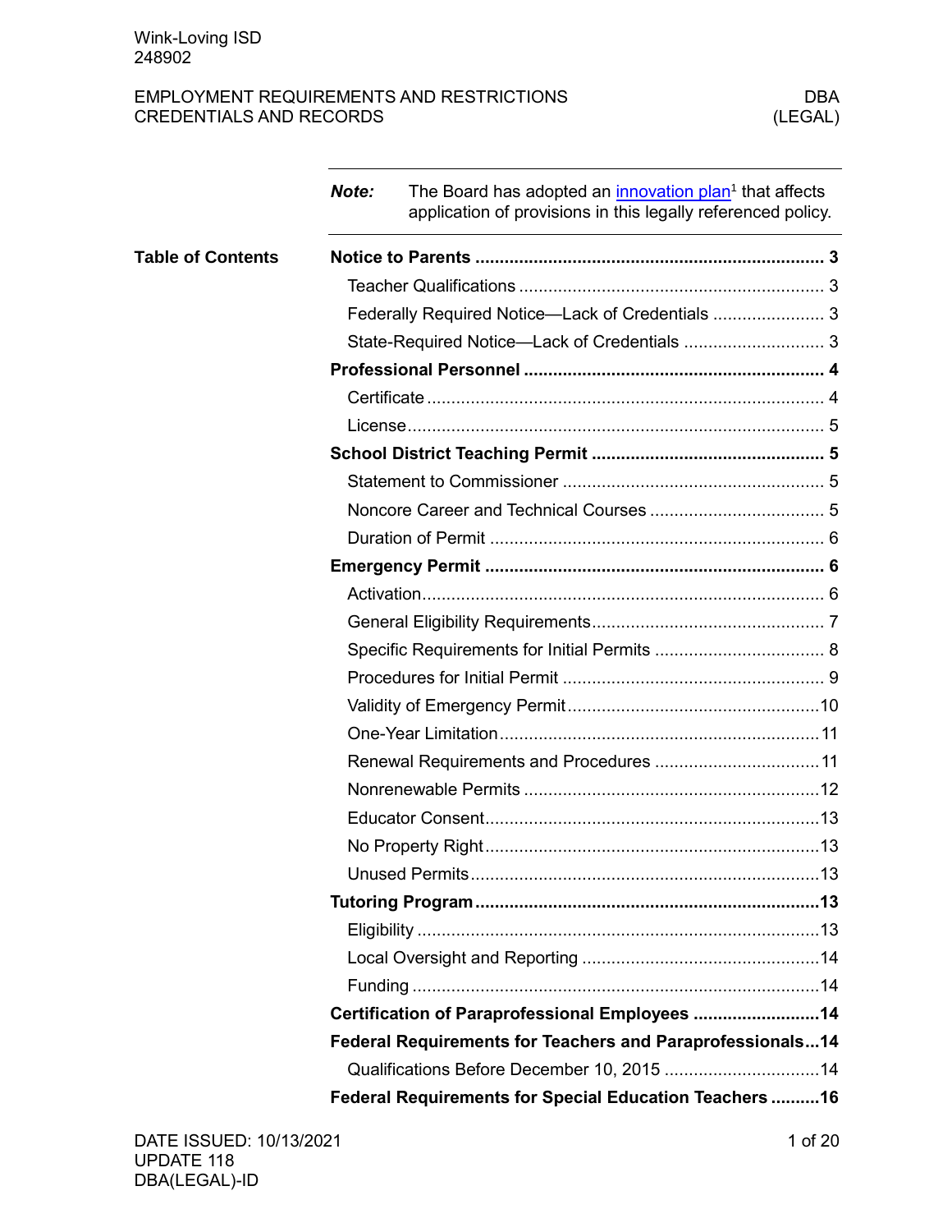Wink-Loving ISD
248902

EMPLOYMENT REQUIREMENTS AND RESTRICTIONS
CREDENTIALS AND RECORDS

DBA
(LEGAL)

***Note:*** The Board has adopted an innovation plan[1] that affects application of provisions in this legally referenced policy.

## Table of Contents

| | |
|---|---|
| **Notice to Parents** | **3** |
| Teacher Qualifications | 3 |
| Federally Required Notice—Lack of Credentials | 3 |
| State-Required Notice—Lack of Credentials | 3 |
| **Professional Personnel** | **4** |
| Certificate | 4 |
| License | 5 |
| **School District Teaching Permit** | **5** |
| Statement to Commissioner | 5 |
| Noncore Career and Technical Courses | 5 |
| Duration of Permit | 6 |
| **Emergency Permit** | **6** |
| Activation | 6 |
| General Eligibility Requirements | 7 |
| Specific Requirements for Initial Permits | 8 |
| Procedures for Initial Permit | 9 |
| Validity of Emergency Permit | 10 |
| One-Year Limitation | 11 |
| Renewal Requirements and Procedures | 11 |
| Nonrenewable Permits | 12 |
| Educator Consent | 13 |
| No Property Right | 13 |
| Unused Permits | 13 |
| **Tutoring Program** | **13** |
| Eligibility | 13 |
| Local Oversight and Reporting | 14 |
| Funding | 14 |
| **Certification of Paraprofessional Employees** | **14** |
| **Federal Requirements for Teachers and Paraprofessionals** | **14** |
| Qualifications Before December 10, 2015 | 14 |
| **Federal Requirements for Special Education Teachers** | **16** |

DATE ISSUED: 10/13/2021
UPDATE 118
DBA(LEGAL)-ID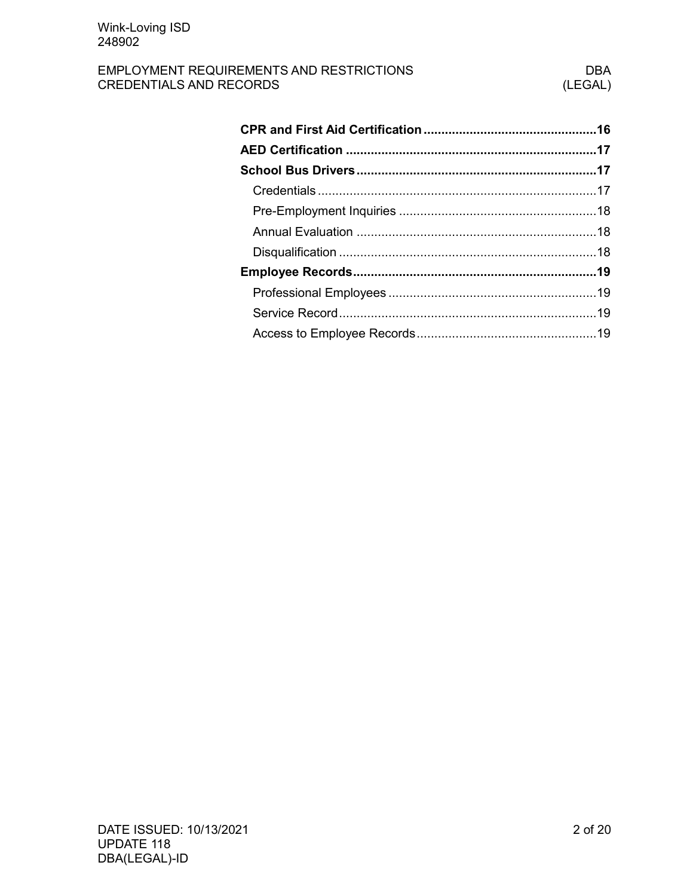**CPR and First Aid Certification** ................................................16

**AED Certification** ......................................................................17

**School Bus Drivers** ...................................................................17

- Credentials ..............................................................................17
- Pre-Employment Inquiries ........................................................18
- Annual Evaluation ...................................................................18
- Disqualification ........................................................................18

**Employee Records** ....................................................................19

- Professional Employees ..........................................................19
- Service Record ........................................................................19
- Access to Employee Records ..................................................19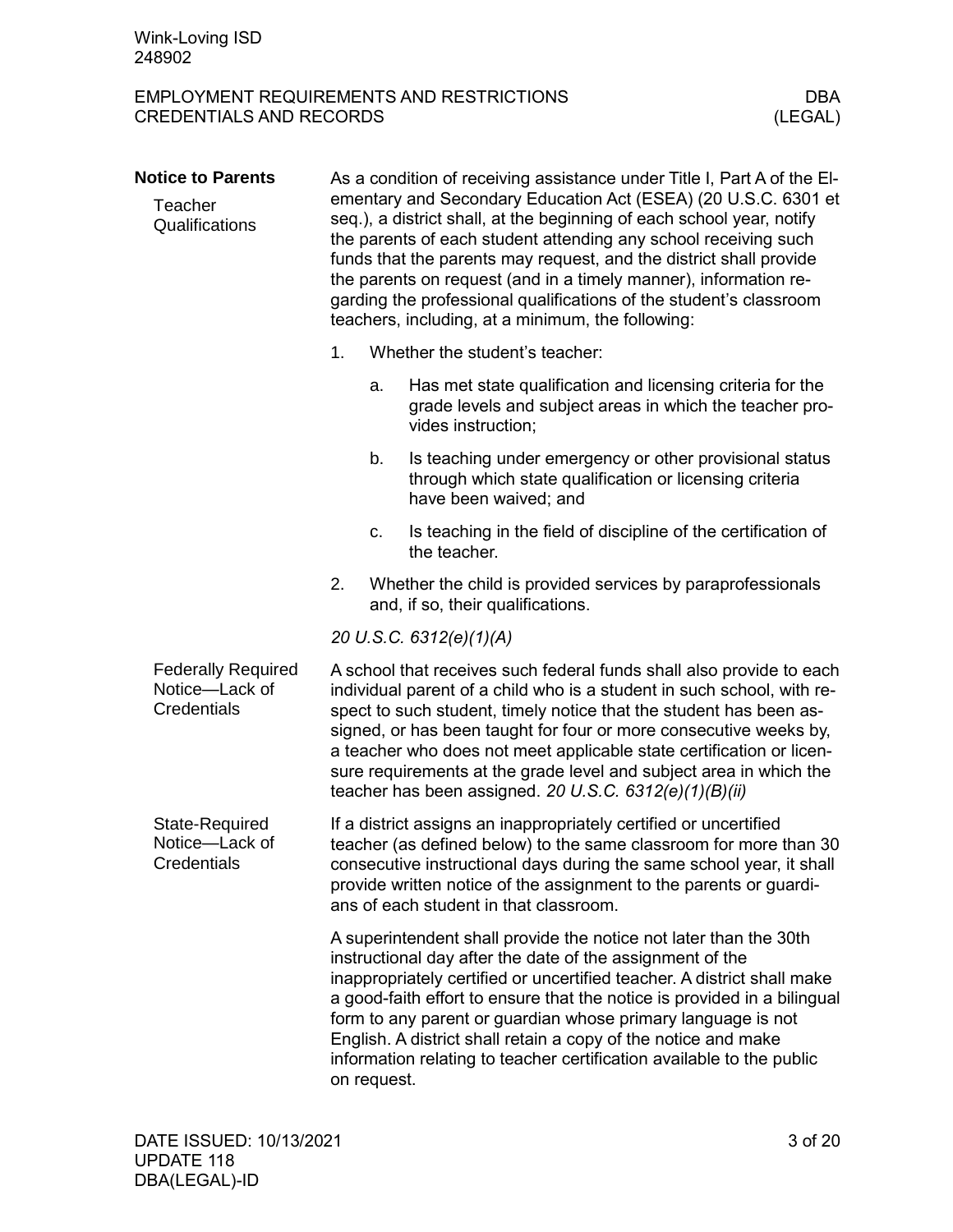## Notice to Parents

### Teacher Qualifications

As a condition of receiving assistance under Title I, Part A of the Elementary and Secondary Education Act (ESEA) (20 U.S.C. 6301 et seq.), a district shall, at the beginning of each school year, notify the parents of each student attending any school receiving such funds that the parents may request, and the district shall provide the parents on request (and in a timely manner), information regarding the professional qualifications of the student's classroom teachers, including, at a minimum, the following:

1. Whether the student's teacher:
   a. Has met state qualification and licensing criteria for the grade levels and subject areas in which the teacher provides instruction;
   b. Is teaching under emergency or other provisional status through which state qualification or licensing criteria have been waived; and
   c. Is teaching in the field of discipline of the certification of the teacher.
2. Whether the child is provided services by paraprofessionals and, if so, their qualifications.

*20 U.S.C. 6312(e)(1)(A)*

### Federally Required Notice—Lack of Credentials

A school that receives such federal funds shall also provide to each individual parent of a child who is a student in such school, with respect to such student, timely notice that the student has been assigned, or has been taught for four or more consecutive weeks by, a teacher who does not meet applicable state certification or licensure requirements at the grade level and subject area in which the teacher has been assigned. *20 U.S.C. 6312(e)(1)(B)(ii)*

### State-Required Notice—Lack of Credentials

If a district assigns an inappropriately certified or uncertified teacher (as defined below) to the same classroom for more than 30 consecutive instructional days during the same school year, it shall provide written notice of the assignment to the parents or guardians of each student in that classroom.

A superintendent shall provide the notice not later than the 30th instructional day after the date of the assignment of the inappropriately certified or uncertified teacher. A district shall make a good-faith effort to ensure that the notice is provided in a bilingual form to any parent or guardian whose primary language is not English. A district shall retain a copy of the notice and make information relating to teacher certification available to the public on request.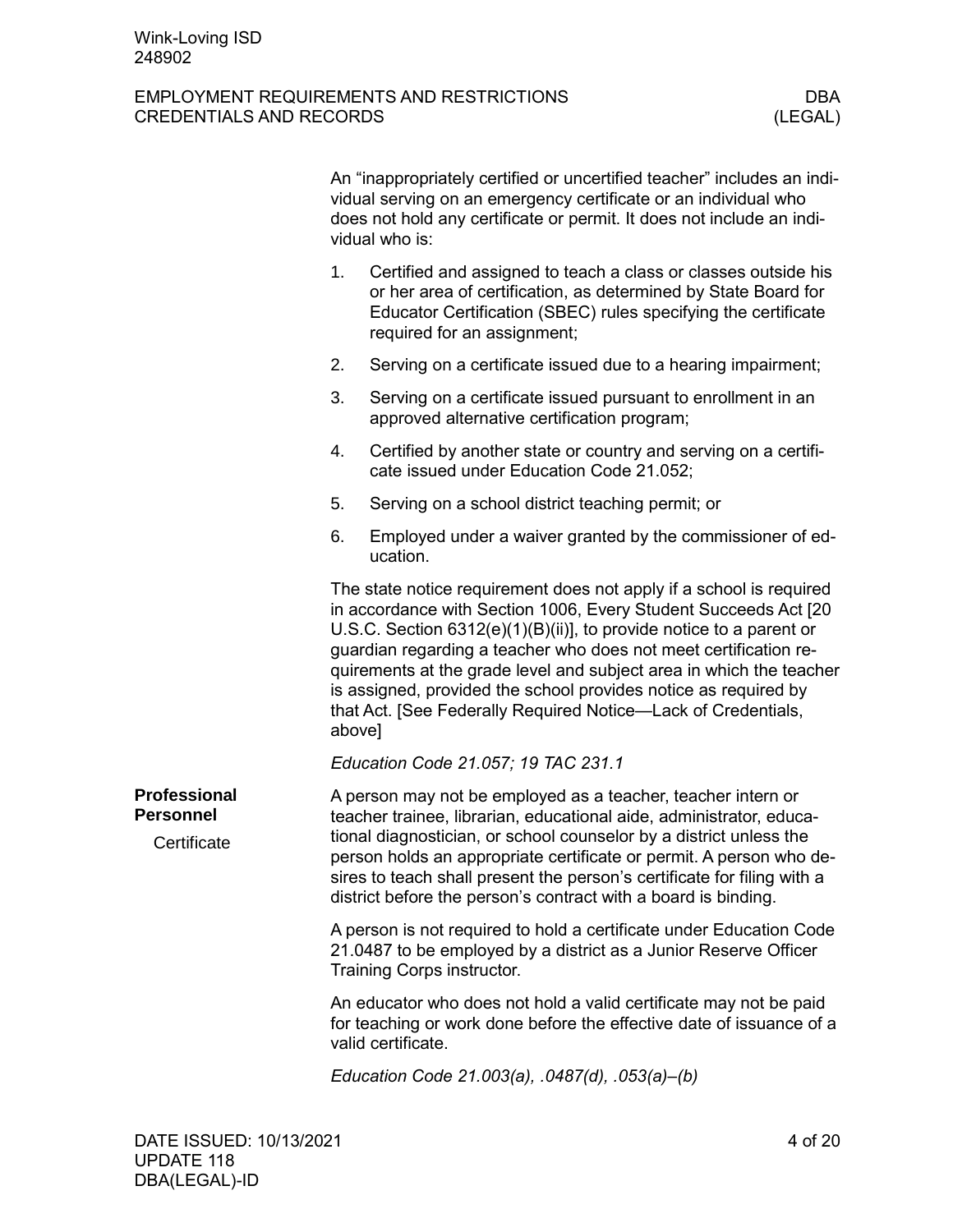An "inappropriately certified or uncertified teacher" includes an individual serving on an emergency certificate or an individual who does not hold any certificate or permit. It does not include an individual who is:

1. Certified and assigned to teach a class or classes outside his or her area of certification, as determined by State Board for Educator Certification (SBEC) rules specifying the certificate required for an assignment;
2. Serving on a certificate issued due to a hearing impairment;
3. Serving on a certificate issued pursuant to enrollment in an approved alternative certification program;
4. Certified by another state or country and serving on a certificate issued under Education Code 21.052;
5. Serving on a school district teaching permit; or
6. Employed under a waiver granted by the commissioner of education.

The state notice requirement does not apply if a school is required in accordance with Section 1006, Every Student Succeeds Act [20 U.S.C. Section 6312(e)(1)(B)(ii)], to provide notice to a parent or guardian regarding a teacher who does not meet certification requirements at the grade level and subject area in which the teacher is assigned, provided the school provides notice as required by that Act. [See Federally Required Notice—Lack of Credentials, above]

*Education Code 21.057; 19 TAC 231.1*

## Professional Personnel

### Certificate

A person may not be employed as a teacher, teacher intern or teacher trainee, librarian, educational aide, administrator, educational diagnostician, or school counselor by a district unless the person holds an appropriate certificate or permit. A person who desires to teach shall present the person's certificate for filing with a district before the person's contract with a board is binding.

A person is not required to hold a certificate under Education Code 21.0487 to be employed by a district as a Junior Reserve Officer Training Corps instructor.

An educator who does not hold a valid certificate may not be paid for teaching or work done before the effective date of issuance of a valid certificate.

*Education Code 21.003(a), .0487(d), .053(a)–(b)*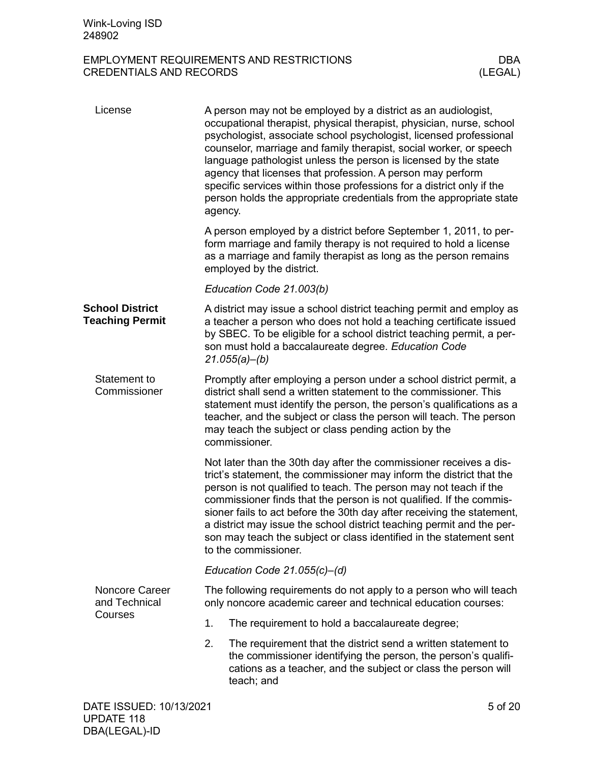### License

A person may not be employed by a district as an audiologist, occupational therapist, physical therapist, physician, nurse, school psychologist, associate school psychologist, licensed professional counselor, marriage and family therapist, social worker, or speech language pathologist unless the person is licensed by the state agency that licenses that profession. A person may perform specific services within those professions for a district only if the person holds the appropriate credentials from the appropriate state agency.

A person employed by a district before September 1, 2011, to perform marriage and family therapy is not required to hold a license as a marriage and family therapist as long as the person remains employed by the district.

*Education Code 21.003(b)*

## School District Teaching Permit

A district may issue a school district teaching permit and employ as a teacher a person who does not hold a teaching certificate issued by SBEC. To be eligible for a school district teaching permit, a person must hold a baccalaureate degree. *Education Code 21.055(a)–(b)*

### Statement to Commissioner

Promptly after employing a person under a school district permit, a district shall send a written statement to the commissioner. This statement must identify the person, the person's qualifications as a teacher, and the subject or class the person will teach. The person may teach the subject or class pending action by the commissioner.

Not later than the 30th day after the commissioner receives a district's statement, the commissioner may inform the district that the person is not qualified to teach. The person may not teach if the commissioner finds that the person is not qualified. If the commissioner fails to act before the 30th day after receiving the statement, a district may issue the school district teaching permit and the person may teach the subject or class identified in the statement sent to the commissioner.

*Education Code 21.055(c)–(d)*

### Noncore Career and Technical Courses

The following requirements do not apply to a person who will teach only noncore academic career and technical education courses:

1. The requirement to hold a baccalaureate degree;
2. The requirement that the district send a written statement to the commissioner identifying the person, the person's qualifications as a teacher, and the subject or class the person will teach; and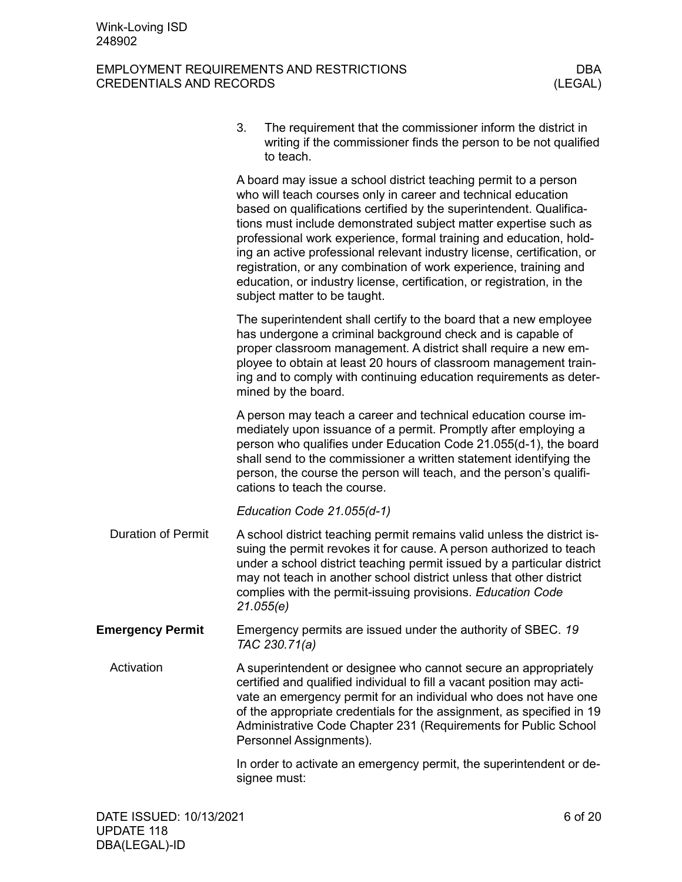3. The requirement that the commissioner inform the district in writing if the commissioner finds the person to be not qualified to teach.

A board may issue a school district teaching permit to a person who will teach courses only in career and technical education based on qualifications certified by the superintendent. Qualifications must include demonstrated subject matter expertise such as professional work experience, formal training and education, holding an active professional relevant industry license, certification, or registration, or any combination of work experience, training and education, or industry license, certification, or registration, in the subject matter to be taught.

The superintendent shall certify to the board that a new employee has undergone a criminal background check and is capable of proper classroom management. A district shall require a new employee to obtain at least 20 hours of classroom management training and to comply with continuing education requirements as determined by the board.

A person may teach a career and technical education course immediately upon issuance of a permit. Promptly after employing a person who qualifies under Education Code 21.055(d-1), the board shall send to the commissioner a written statement identifying the person, the course the person will teach, and the person's qualifications to teach the course.

*Education Code 21.055(d-1)*

### Duration of Permit

A school district teaching permit remains valid unless the district issuing the permit revokes it for cause. A person authorized to teach under a school district teaching permit issued by a particular district may not teach in another school district unless that other district complies with the permit-issuing provisions. *Education Code 21.055(e)*

## Emergency Permit

Emergency permits are issued under the authority of SBEC. *19 TAC 230.71(a)*

### Activation

A superintendent or designee who cannot secure an appropriately certified and qualified individual to fill a vacant position may activate an emergency permit for an individual who does not have one of the appropriate credentials for the assignment, as specified in 19 Administrative Code Chapter 231 (Requirements for Public School Personnel Assignments).

In order to activate an emergency permit, the superintendent or designee must: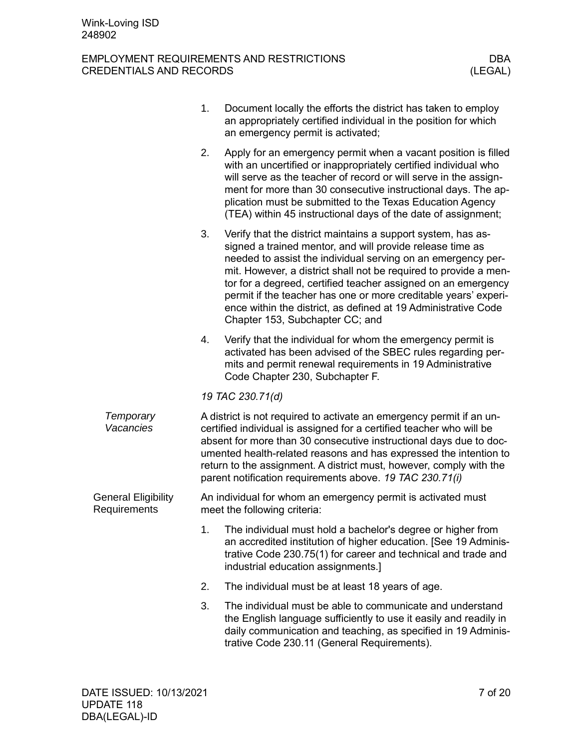1. Document locally the efforts the district has taken to employ an appropriately certified individual in the position for which an emergency permit is activated;
2. Apply for an emergency permit when a vacant position is filled with an uncertified or inappropriately certified individual who will serve as the teacher of record or will serve in the assignment for more than 30 consecutive instructional days. The application must be submitted to the Texas Education Agency (TEA) within 45 instructional days of the date of assignment;
3. Verify that the district maintains a support system, has assigned a trained mentor, and will provide release time as needed to assist the individual serving on an emergency permit. However, a district shall not be required to provide a mentor for a degreed, certified teacher assigned on an emergency permit if the teacher has one or more creditable years' experience within the district, as defined at 19 Administrative Code Chapter 153, Subchapter CC; and
4. Verify that the individual for whom the emergency permit is activated has been advised of the SBEC rules regarding permits and permit renewal requirements in 19 Administrative Code Chapter 230, Subchapter F.

*19 TAC 230.71(d)*

*Temporary Vacancies*

A district is not required to activate an emergency permit if an uncertified individual is assigned for a certified teacher who will be absent for more than 30 consecutive instructional days due to documented health-related reasons and has expressed the intention to return to the assignment. A district must, however, comply with the parent notification requirements above. *19 TAC 230.71(i)*

General Eligibility Requirements

An individual for whom an emergency permit is activated must meet the following criteria:

1. The individual must hold a bachelor's degree or higher from an accredited institution of higher education. [See 19 Administrative Code 230.75(1) for career and technical and trade and industrial education assignments.]
2. The individual must be at least 18 years of age.
3. The individual must be able to communicate and understand the English language sufficiently to use it easily and readily in daily communication and teaching, as specified in 19 Administrative Code 230.11 (General Requirements).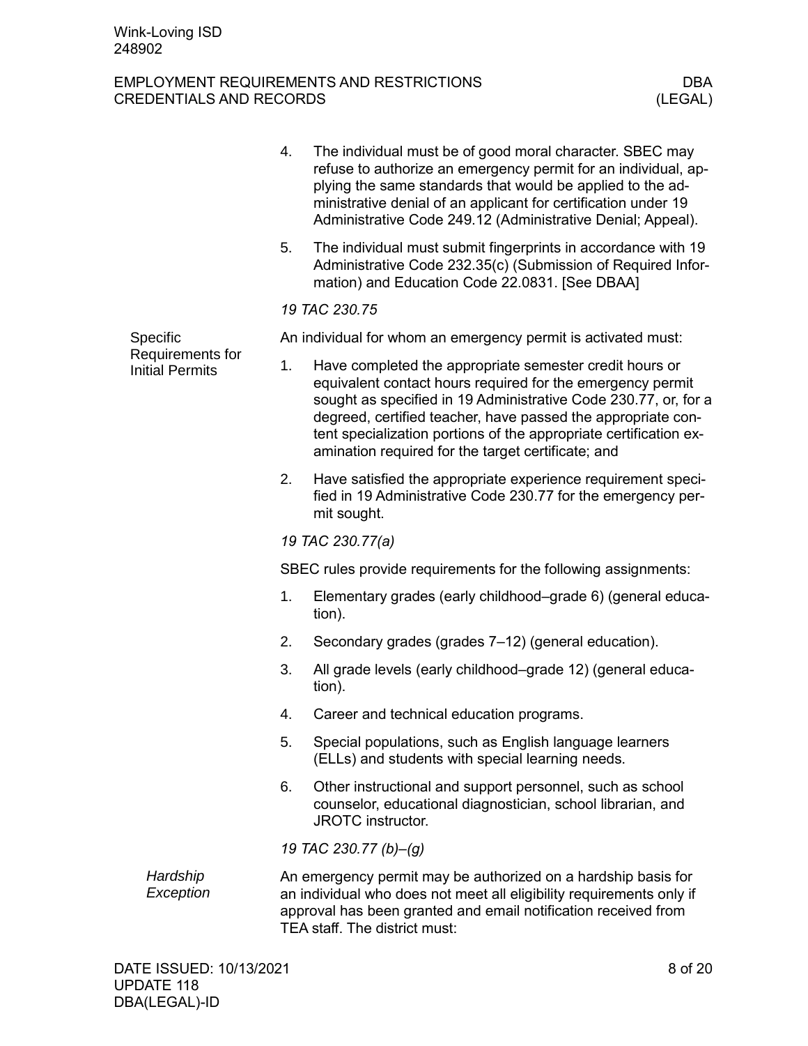4. The individual must be of good moral character. SBEC may refuse to authorize an emergency permit for an individual, applying the same standards that would be applied to the administrative denial of an applicant for certification under 19 Administrative Code 249.12 (Administrative Denial; Appeal).
5. The individual must submit fingerprints in accordance with 19 Administrative Code 232.35(c) (Submission of Required Information) and Education Code 22.0831. [See DBAA]

*19 TAC 230.75*

### Specific Requirements for Initial Permits

An individual for whom an emergency permit is activated must:

1. Have completed the appropriate semester credit hours or equivalent contact hours required for the emergency permit sought as specified in 19 Administrative Code 230.77, or, for a degreed, certified teacher, have passed the appropriate content specialization portions of the appropriate certification examination required for the target certificate; and
2. Have satisfied the appropriate experience requirement specified in 19 Administrative Code 230.77 for the emergency permit sought.

*19 TAC 230.77(a)*

SBEC rules provide requirements for the following assignments:

1. Elementary grades (early childhood–grade 6) (general education).
2. Secondary grades (grades 7–12) (general education).
3. All grade levels (early childhood–grade 12) (general education).
4. Career and technical education programs.
5. Special populations, such as English language learners (ELLs) and students with special learning needs.
6. Other instructional and support personnel, such as school counselor, educational diagnostician, school librarian, and JROTC instructor.

*19 TAC 230.77 (b)–(g)*

#### *Hardship Exception*

An emergency permit may be authorized on a hardship basis for an individual who does not meet all eligibility requirements only if approval has been granted and email notification received from TEA staff. The district must: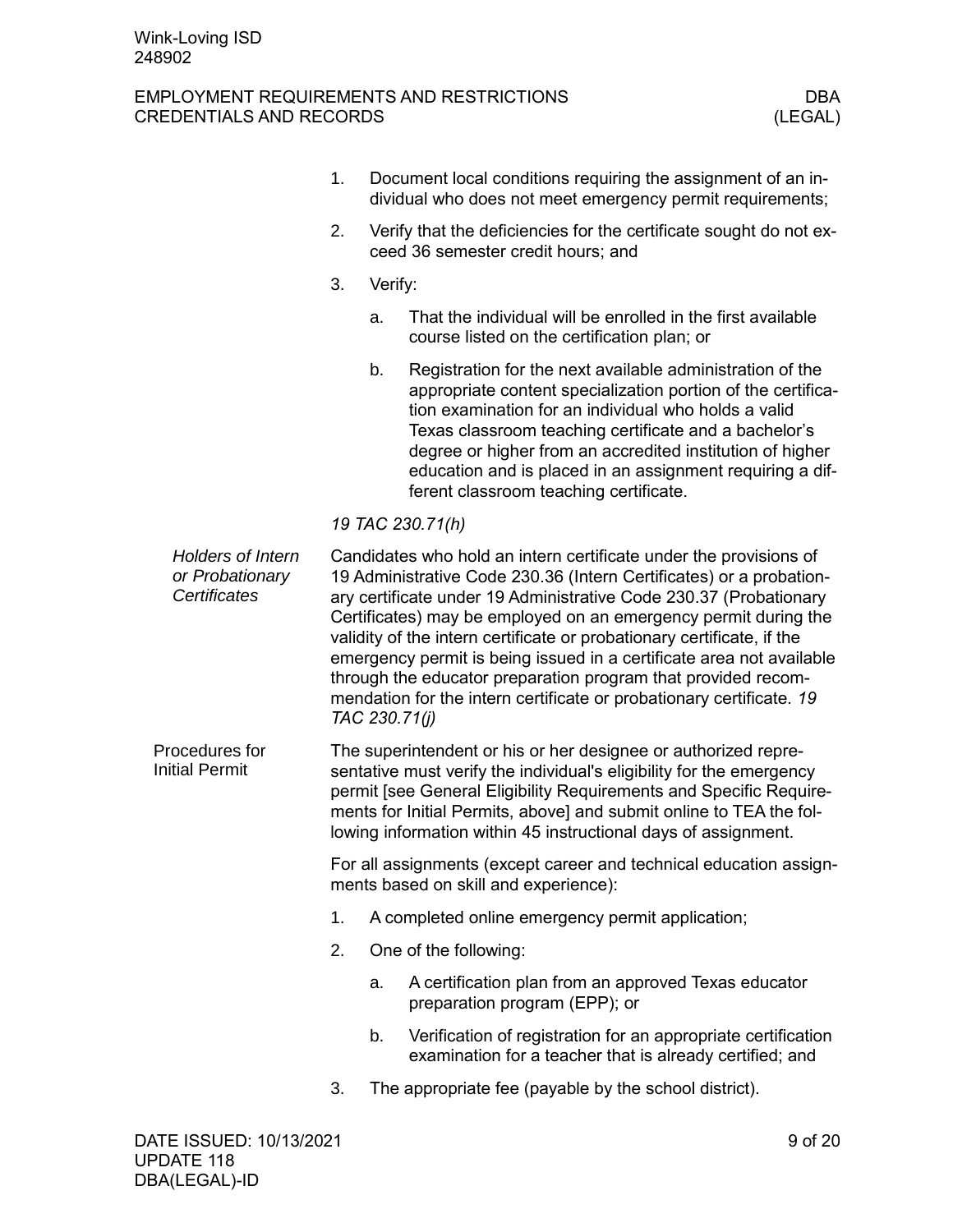1. Document local conditions requiring the assignment of an individual who does not meet emergency permit requirements;
2. Verify that the deficiencies for the certificate sought do not exceed 36 semester credit hours; and
3. Verify:
   a. That the individual will be enrolled in the first available course listed on the certification plan; or
   b. Registration for the next available administration of the appropriate content specialization portion of the certification examination for an individual who holds a valid Texas classroom teaching certificate and a bachelor's degree or higher from an accredited institution of higher education and is placed in an assignment requiring a different classroom teaching certificate.

*19 TAC 230.71(h)*

### *Holders of Intern or Probationary Certificates*

Candidates who hold an intern certificate under the provisions of 19 Administrative Code 230.36 (Intern Certificates) or a probationary certificate under 19 Administrative Code 230.37 (Probationary Certificates) may be employed on an emergency permit during the validity of the intern certificate or probationary certificate, if the emergency permit is being issued in a certificate area not available through the educator preparation program that provided recommendation for the intern certificate or probationary certificate. *19 TAC 230.71(j)*

### Procedures for Initial Permit

The superintendent or his or her designee or authorized representative must verify the individual's eligibility for the emergency permit [see General Eligibility Requirements and Specific Requirements for Initial Permits, above] and submit online to TEA the following information within 45 instructional days of assignment.

For all assignments (except career and technical education assignments based on skill and experience):

1. A completed online emergency permit application;
2. One of the following:
   a. A certification plan from an approved Texas educator preparation program (EPP); or
   b. Verification of registration for an appropriate certification examination for a teacher that is already certified; and
3. The appropriate fee (payable by the school district).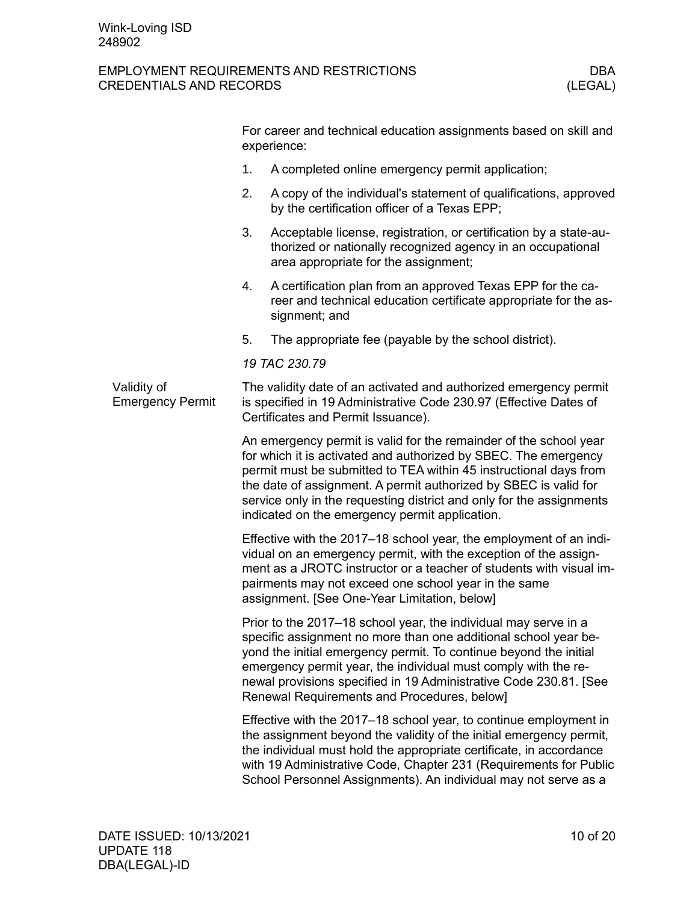For career and technical education assignments based on skill and experience:

1. A completed online emergency permit application;
2. A copy of the individual's statement of qualifications, approved by the certification officer of a Texas EPP;
3. Acceptable license, registration, or certification by a state-authorized or nationally recognized agency in an occupational area appropriate for the assignment;
4. A certification plan from an approved Texas EPP for the career and technical education certificate appropriate for the assignment; and
5. The appropriate fee (payable by the school district).

*19 TAC 230.79*

## Validity of Emergency Permit

The validity date of an activated and authorized emergency permit is specified in 19 Administrative Code 230.97 (Effective Dates of Certificates and Permit Issuance).

An emergency permit is valid for the remainder of the school year for which it is activated and authorized by SBEC. The emergency permit must be submitted to TEA within 45 instructional days from the date of assignment. A permit authorized by SBEC is valid for service only in the requesting district and only for the assignments indicated on the emergency permit application.

Effective with the 2017–18 school year, the employment of an individual on an emergency permit, with the exception of the assignment as a JROTC instructor or a teacher of students with visual impairments may not exceed one school year in the same assignment. [See One-Year Limitation, below]

Prior to the 2017–18 school year, the individual may serve in a specific assignment no more than one additional school year beyond the initial emergency permit. To continue beyond the initial emergency permit year, the individual must comply with the renewal provisions specified in 19 Administrative Code 230.81. [See Renewal Requirements and Procedures, below]

Effective with the 2017–18 school year, to continue employment in the assignment beyond the validity of the initial emergency permit, the individual must hold the appropriate certificate, in accordance with 19 Administrative Code, Chapter 231 (Requirements for Public School Personnel Assignments). An individual may not serve as a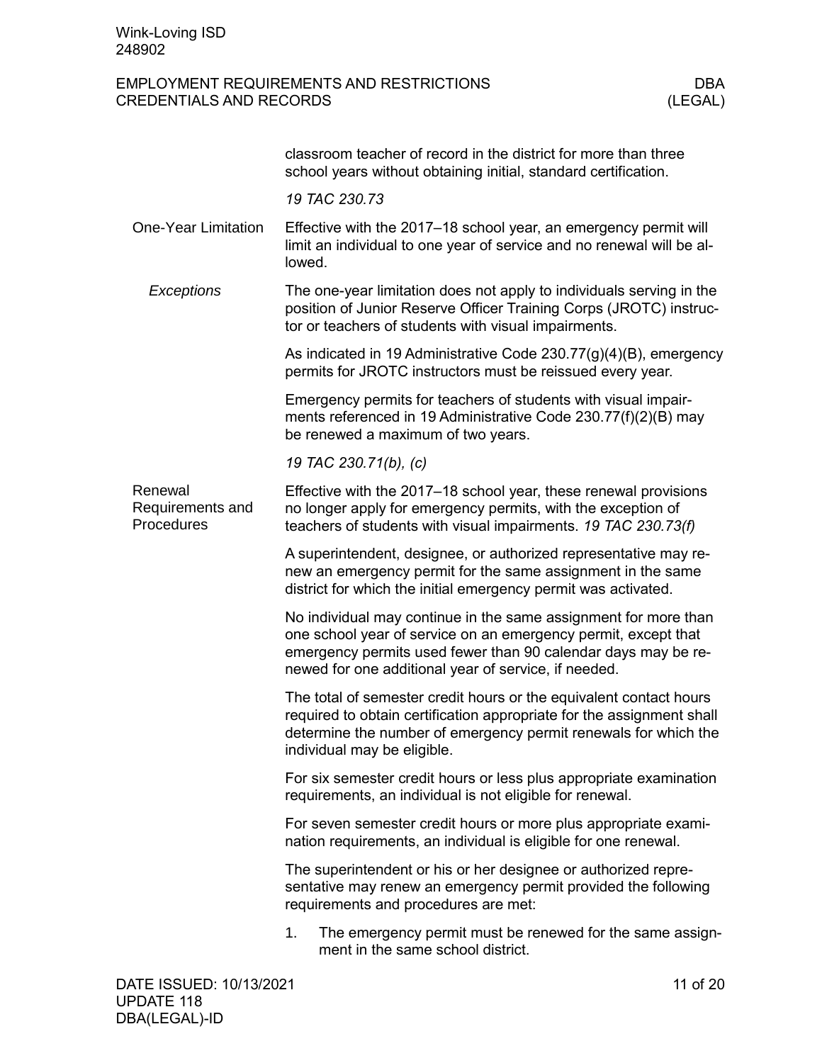classroom teacher of record in the district for more than three school years without obtaining initial, standard certification.

*19 TAC 230.73*

### One-Year Limitation

Effective with the 2017–18 school year, an emergency permit will limit an individual to one year of service and no renewal will be allowed.

#### *Exceptions*

The one-year limitation does not apply to individuals serving in the position of Junior Reserve Officer Training Corps (JROTC) instructor or teachers of students with visual impairments.

As indicated in 19 Administrative Code 230.77(g)(4)(B), emergency permits for JROTC instructors must be reissued every year.

Emergency permits for teachers of students with visual impairments referenced in 19 Administrative Code 230.77(f)(2)(B) may be renewed a maximum of two years.

*19 TAC 230.71(b), (c)*

### Renewal Requirements and Procedures

Effective with the 2017–18 school year, these renewal provisions no longer apply for emergency permits, with the exception of teachers of students with visual impairments. *19 TAC 230.73(f)*

A superintendent, designee, or authorized representative may renew an emergency permit for the same assignment in the same district for which the initial emergency permit was activated.

No individual may continue in the same assignment for more than one school year of service on an emergency permit, except that emergency permits used fewer than 90 calendar days may be renewed for one additional year of service, if needed.

The total of semester credit hours or the equivalent contact hours required to obtain certification appropriate for the assignment shall determine the number of emergency permit renewals for which the individual may be eligible.

For six semester credit hours or less plus appropriate examination requirements, an individual is not eligible for renewal.

For seven semester credit hours or more plus appropriate examination requirements, an individual is eligible for one renewal.

The superintendent or his or her designee or authorized representative may renew an emergency permit provided the following requirements and procedures are met:

1. The emergency permit must be renewed for the same assignment in the same school district.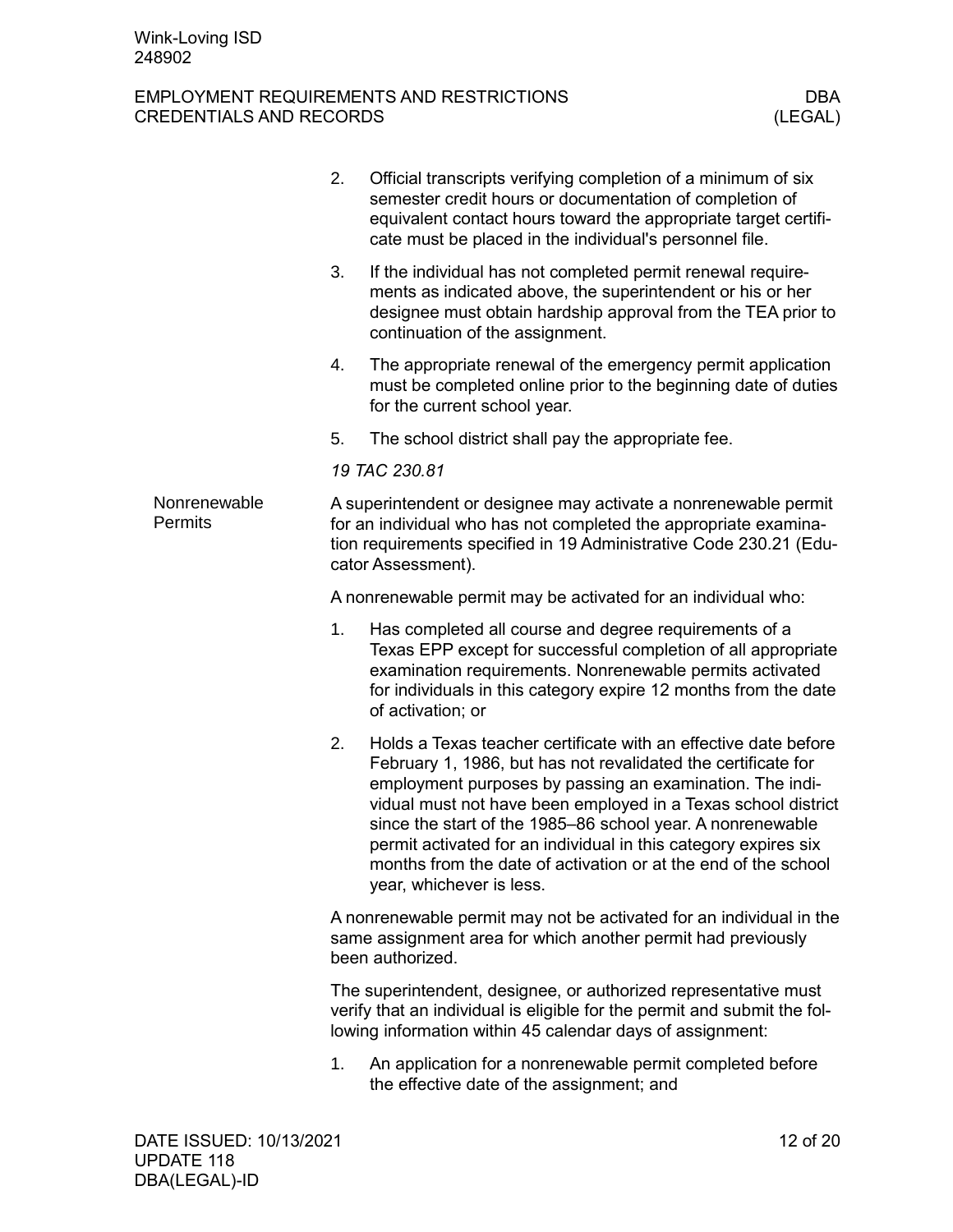2. Official transcripts verifying completion of a minimum of six semester credit hours or documentation of completion of equivalent contact hours toward the appropriate target certificate must be placed in the individual's personnel file.
3. If the individual has not completed permit renewal requirements as indicated above, the superintendent or his or her designee must obtain hardship approval from the TEA prior to continuation of the assignment.
4. The appropriate renewal of the emergency permit application must be completed online prior to the beginning date of duties for the current school year.
5. The school district shall pay the appropriate fee.

*19 TAC 230.81*

## Nonrenewable Permits

A superintendent or designee may activate a nonrenewable permit for an individual who has not completed the appropriate examination requirements specified in 19 Administrative Code 230.21 (Educator Assessment).

A nonrenewable permit may be activated for an individual who:

1. Has completed all course and degree requirements of a Texas EPP except for successful completion of all appropriate examination requirements. Nonrenewable permits activated for individuals in this category expire 12 months from the date of activation; or
2. Holds a Texas teacher certificate with an effective date before February 1, 1986, but has not revalidated the certificate for employment purposes by passing an examination. The individual must not have been employed in a Texas school district since the start of the 1985–86 school year. A nonrenewable permit activated for an individual in this category expires six months from the date of activation or at the end of the school year, whichever is less.

A nonrenewable permit may not be activated for an individual in the same assignment area for which another permit had previously been authorized.

The superintendent, designee, or authorized representative must verify that an individual is eligible for the permit and submit the following information within 45 calendar days of assignment:

1. An application for a nonrenewable permit completed before the effective date of the assignment; and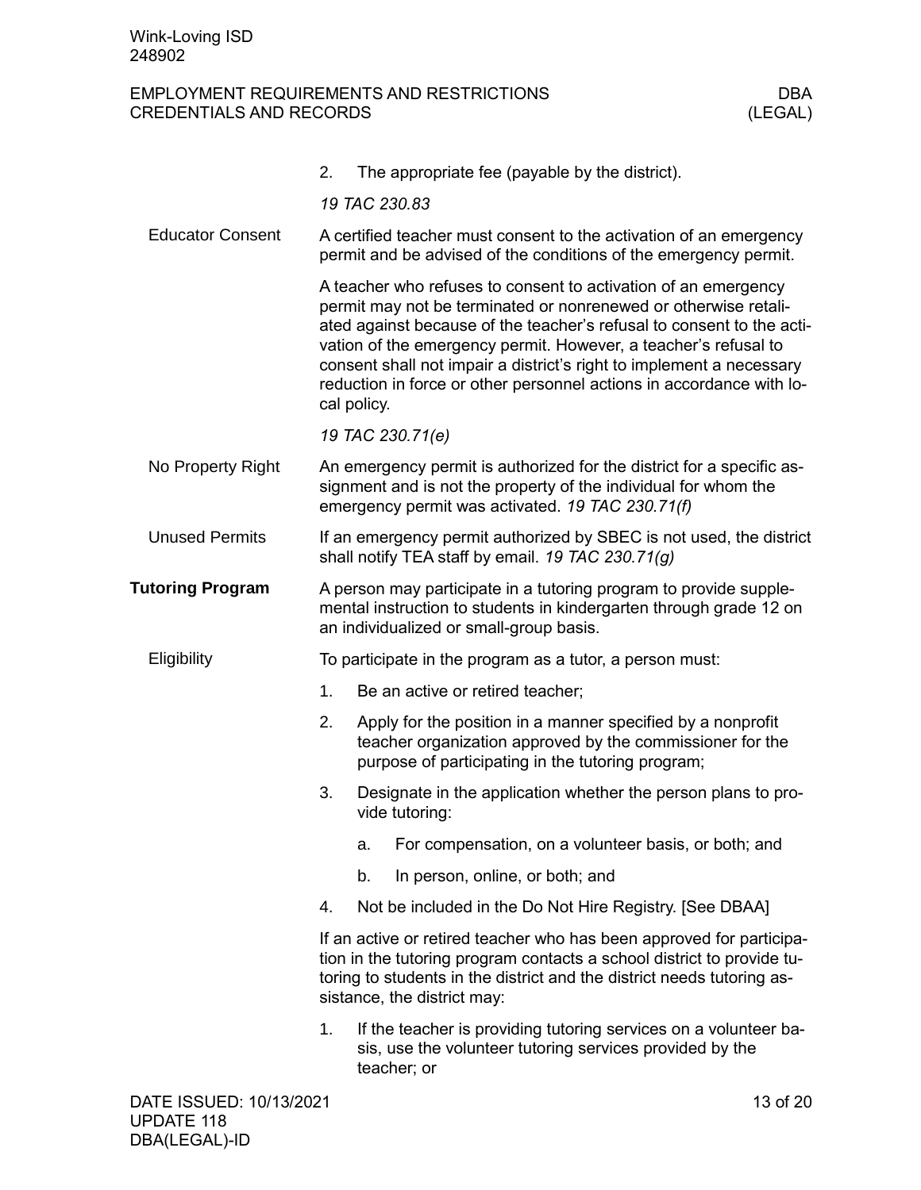2. The appropriate fee (payable by the district).

*19 TAC 230.83*

**Educator Consent**

A certified teacher must consent to the activation of an emergency permit and be advised of the conditions of the emergency permit.

A teacher who refuses to consent to activation of an emergency permit may not be terminated or nonrenewed or otherwise retaliated against because of the teacher's refusal to consent to the activation of the emergency permit. However, a teacher's refusal to consent shall not impair a district's right to implement a necessary reduction in force or other personnel actions in accordance with local policy.

*19 TAC 230.71(e)*

**No Property Right**

An emergency permit is authorized for the district for a specific assignment and is not the property of the individual for whom the emergency permit was activated. *19 TAC 230.71(f)*

**Unused Permits**

If an emergency permit authorized by SBEC is not used, the district shall notify TEA staff by email. *19 TAC 230.71(g)*

## Tutoring Program

A person may participate in a tutoring program to provide supplemental instruction to students in kindergarten through grade 12 on an individualized or small-group basis.

**Eligibility**

To participate in the program as a tutor, a person must:

1. Be an active or retired teacher;
2. Apply for the position in a manner specified by a nonprofit teacher organization approved by the commissioner for the purpose of participating in the tutoring program;
3. Designate in the application whether the person plans to provide tutoring:
   a. For compensation, on a volunteer basis, or both; and
   b. In person, online, or both; and
4. Not be included in the Do Not Hire Registry. [See DBAA]

If an active or retired teacher who has been approved for participation in the tutoring program contacts a school district to provide tutoring to students in the district and the district needs tutoring assistance, the district may:

1. If the teacher is providing tutoring services on a volunteer basis, use the volunteer tutoring services provided by the teacher; or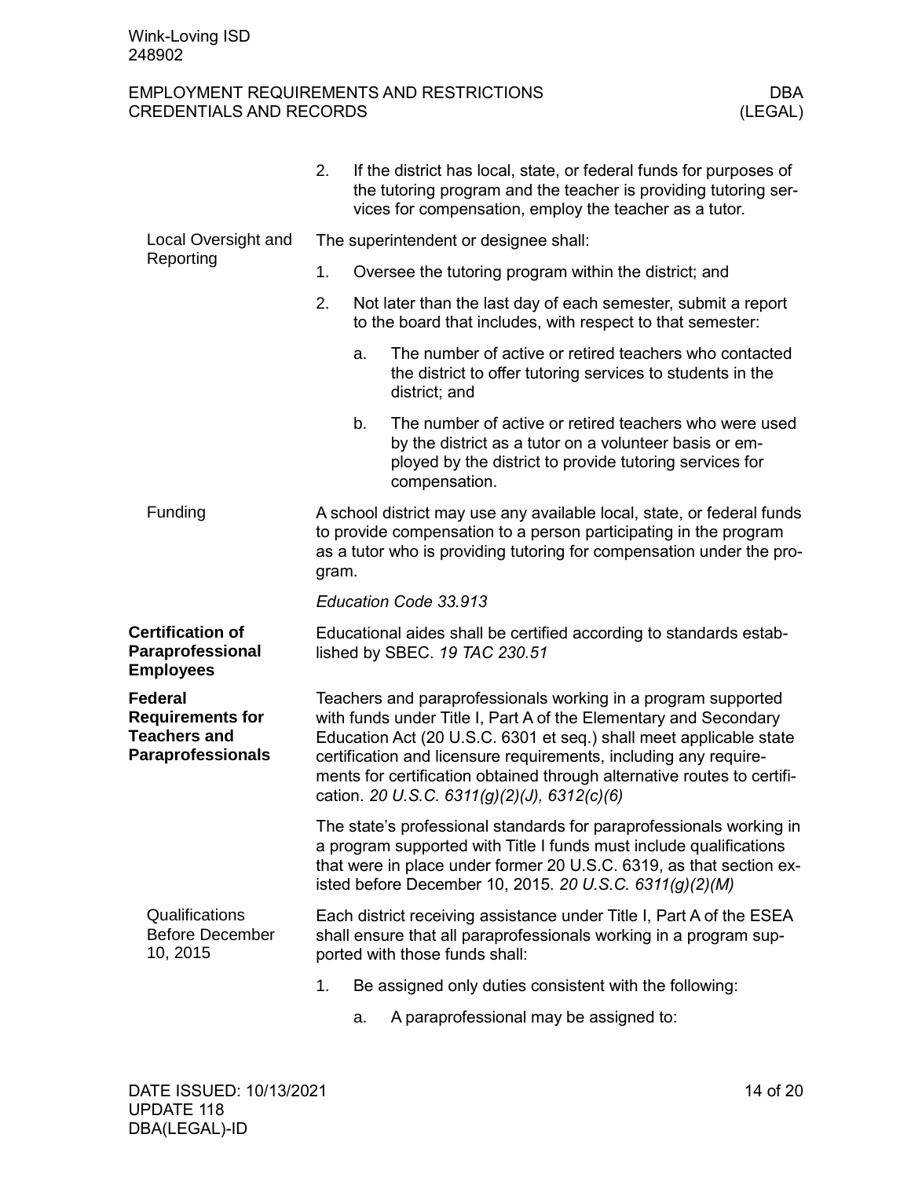2. If the district has local, state, or federal funds for purposes of the tutoring program and the teacher is providing tutoring services for compensation, employ the teacher as a tutor.

### Local Oversight and Reporting

The superintendent or designee shall:

1. Oversee the tutoring program within the district; and
2. Not later than the last day of each semester, submit a report to the board that includes, with respect to that semester:
   a. The number of active or retired teachers who contacted the district to offer tutoring services to students in the district; and
   b. The number of active or retired teachers who were used by the district as a tutor on a volunteer basis or employed by the district to provide tutoring services for compensation.

### Funding

A school district may use any available local, state, or federal funds to provide compensation to a person participating in the program as a tutor who is providing tutoring for compensation under the program.

*Education Code 33.913*

## Certification of Paraprofessional Employees

Educational aides shall be certified according to standards established by SBEC. *19 TAC 230.51*

## Federal Requirements for Teachers and Paraprofessionals

Teachers and paraprofessionals working in a program supported with funds under Title I, Part A of the Elementary and Secondary Education Act (20 U.S.C. 6301 et seq.) shall meet applicable state certification and licensure requirements, including any requirements for certification obtained through alternative routes to certification. *20 U.S.C. 6311(g)(2)(J), 6312(c)(6)*

The state's professional standards for paraprofessionals working in a program supported with Title I funds must include qualifications that were in place under former 20 U.S.C. 6319, as that section existed before December 10, 2015. *20 U.S.C. 6311(g)(2)(M)*

### Qualifications Before December 10, 2015

Each district receiving assistance under Title I, Part A of the ESEA shall ensure that all paraprofessionals working in a program supported with those funds shall:

1. Be assigned only duties consistent with the following:
   a. A paraprofessional may be assigned to: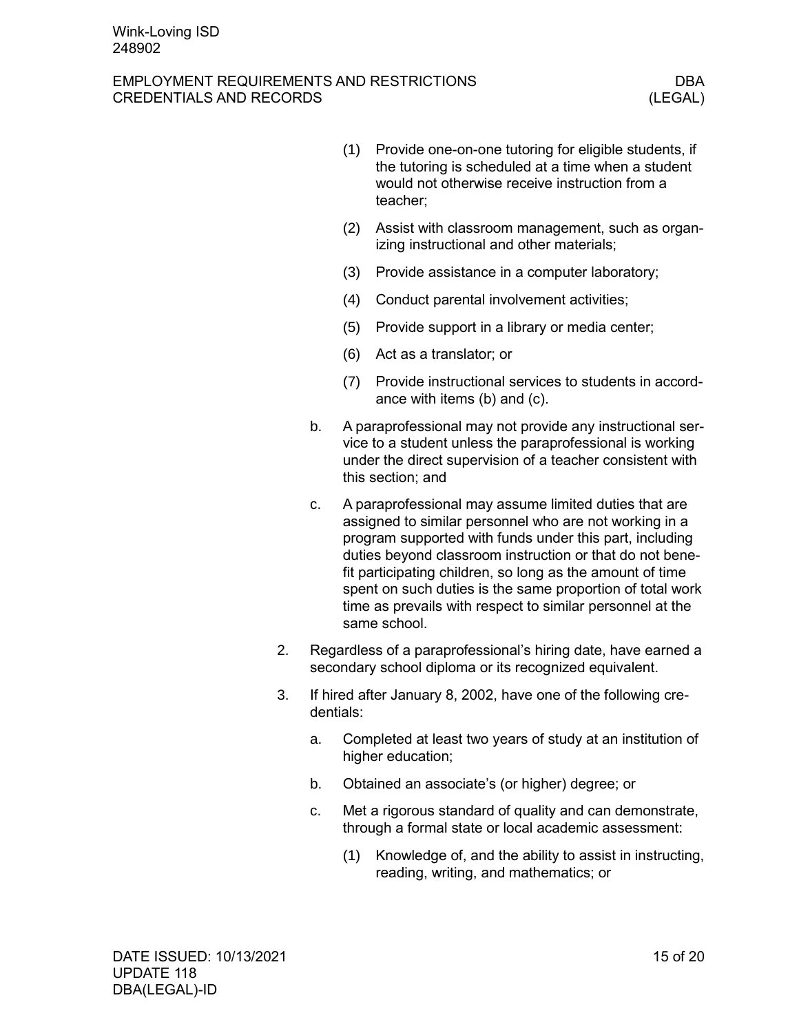(1) Provide one-on-one tutoring for eligible students, if the tutoring is scheduled at a time when a student would not otherwise receive instruction from a teacher;

(2) Assist with classroom management, such as organizing instructional and other materials;

(3) Provide assistance in a computer laboratory;

(4) Conduct parental involvement activities;

(5) Provide support in a library or media center;

(6) Act as a translator; or

(7) Provide instructional services to students in accordance with items (b) and (c).

b. A paraprofessional may not provide any instructional service to a student unless the paraprofessional is working under the direct supervision of a teacher consistent with this section; and

c. A paraprofessional may assume limited duties that are assigned to similar personnel who are not working in a program supported with funds under this part, including duties beyond classroom instruction or that do not benefit participating children, so long as the amount of time spent on such duties is the same proportion of total work time as prevails with respect to similar personnel at the same school.

2. Regardless of a paraprofessional's hiring date, have earned a secondary school diploma or its recognized equivalent.

3. If hired after January 8, 2002, have one of the following credentials:

a. Completed at least two years of study at an institution of higher education;

b. Obtained an associate's (or higher) degree; or

c. Met a rigorous standard of quality and can demonstrate, through a formal state or local academic assessment:

(1) Knowledge of, and the ability to assist in instructing, reading, writing, and mathematics; or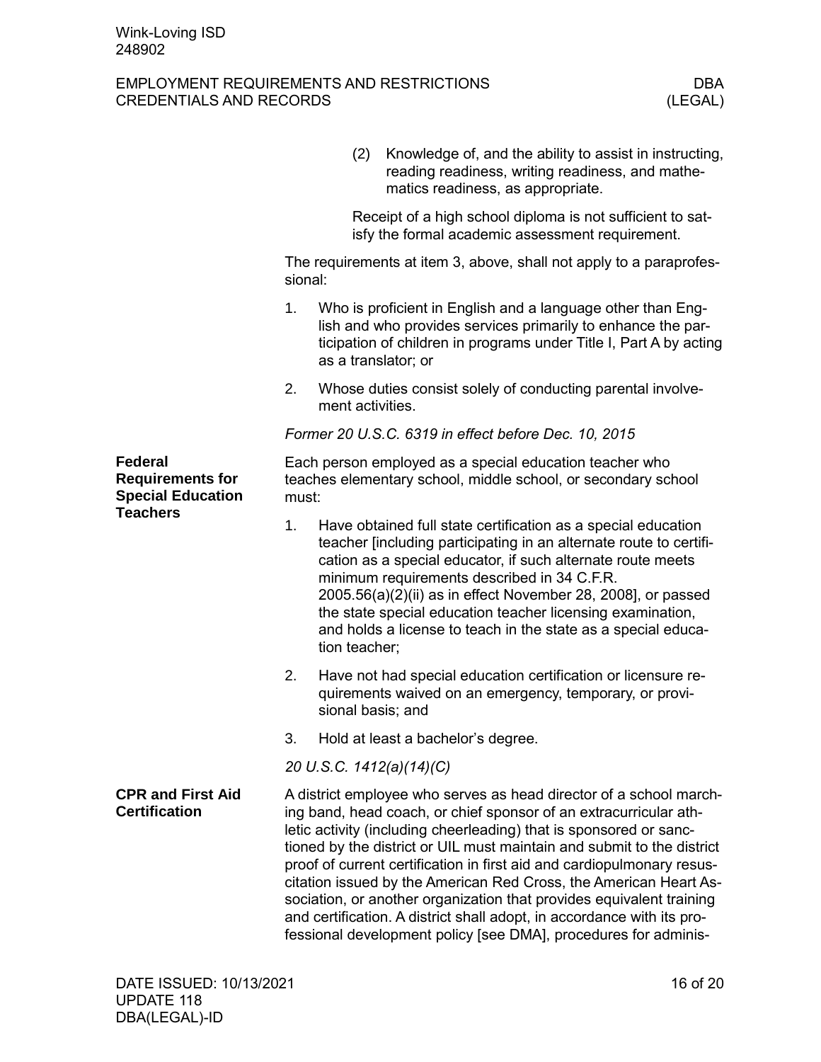(2) Knowledge of, and the ability to assist in instructing, reading readiness, writing readiness, and mathematics readiness, as appropriate.

Receipt of a high school diploma is not sufficient to satisfy the formal academic assessment requirement.

The requirements at item 3, above, shall not apply to a paraprofessional:

1. Who is proficient in English and a language other than English and who provides services primarily to enhance the participation of children in programs under Title I, Part A by acting as a translator; or
2. Whose duties consist solely of conducting parental involvement activities.

*Former 20 U.S.C. 6319 in effect before Dec. 10, 2015*

## Federal Requirements for Special Education Teachers

Each person employed as a special education teacher who teaches elementary school, middle school, or secondary school must:

1. Have obtained full state certification as a special education teacher [including participating in an alternate route to certification as a special educator, if such alternate route meets minimum requirements described in 34 C.F.R. 2005.56(a)(2)(ii) as in effect November 28, 2008], or passed the state special education teacher licensing examination, and holds a license to teach in the state as a special education teacher;
2. Have not had special education certification or licensure requirements waived on an emergency, temporary, or provisional basis; and
3. Hold at least a bachelor's degree.

*20 U.S.C. 1412(a)(14)(C)*

## CPR and First Aid Certification

A district employee who serves as head director of a school marching band, head coach, or chief sponsor of an extracurricular athletic activity (including cheerleading) that is sponsored or sanctioned by the district or UIL must maintain and submit to the district proof of current certification in first aid and cardiopulmonary resuscitation issued by the American Red Cross, the American Heart Association, or another organization that provides equivalent training and certification. A district shall adopt, in accordance with its professional development policy [see DMA], procedures for adminis-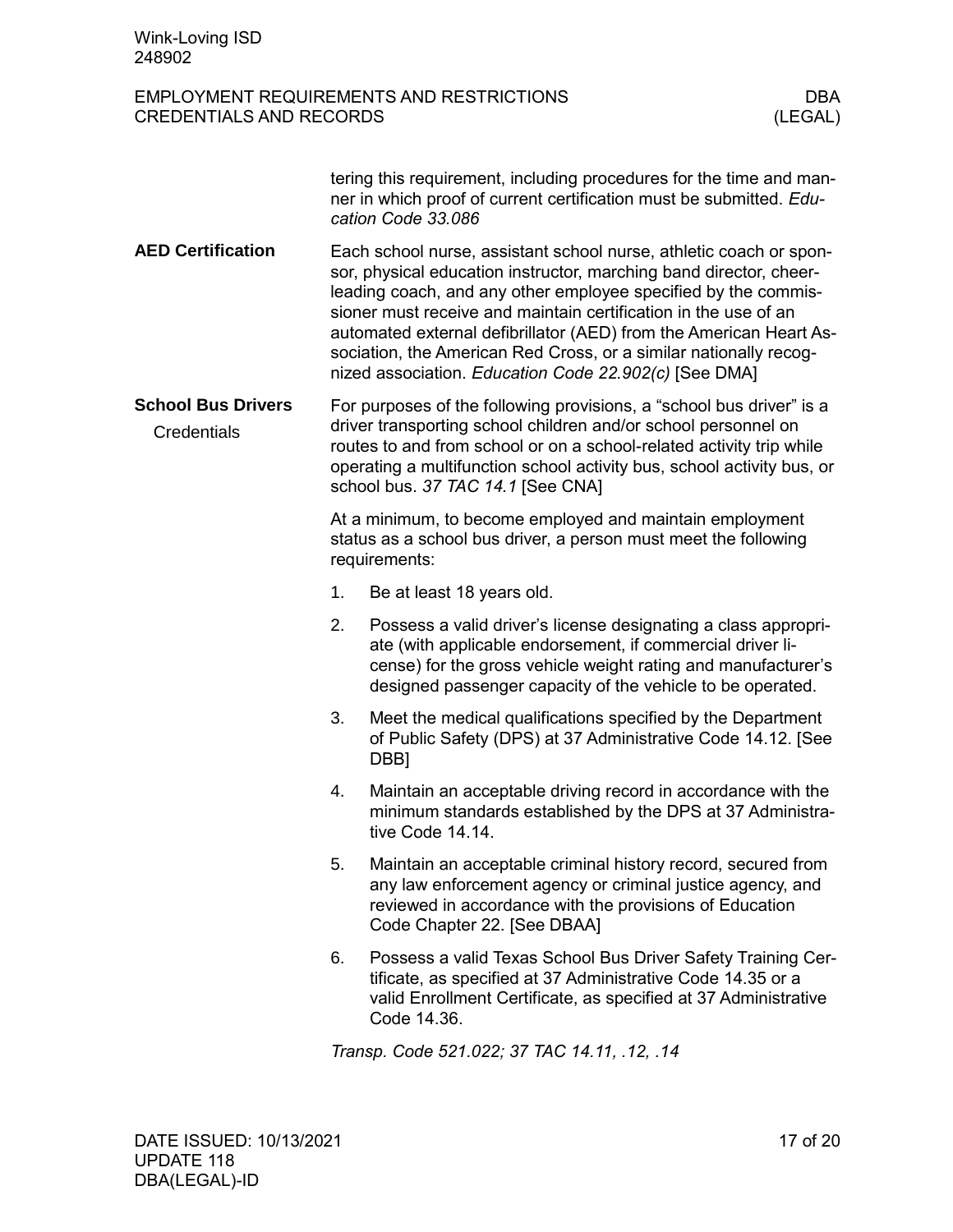tering this requirement, including procedures for the time and manner in which proof of current certification must be submitted. *Education Code 33.086*

## AED Certification

Each school nurse, assistant school nurse, athletic coach or sponsor, physical education instructor, marching band director, cheerleading coach, and any other employee specified by the commissioner must receive and maintain certification in the use of an automated external defibrillator (AED) from the American Heart Association, the American Red Cross, or a similar nationally recognized association. *Education Code 22.902(c)* [See DMA]

## School Bus Drivers

### Credentials

For purposes of the following provisions, a "school bus driver" is a driver transporting school children and/or school personnel on routes to and from school or on a school-related activity trip while operating a multifunction school activity bus, school activity bus, or school bus. *37 TAC 14.1* [See CNA]

At a minimum, to become employed and maintain employment status as a school bus driver, a person must meet the following requirements:

1. Be at least 18 years old.
2. Possess a valid driver's license designating a class appropriate (with applicable endorsement, if commercial driver license) for the gross vehicle weight rating and manufacturer's designed passenger capacity of the vehicle to be operated.
3. Meet the medical qualifications specified by the Department of Public Safety (DPS) at 37 Administrative Code 14.12. [See DBB]
4. Maintain an acceptable driving record in accordance with the minimum standards established by the DPS at 37 Administrative Code 14.14.
5. Maintain an acceptable criminal history record, secured from any law enforcement agency or criminal justice agency, and reviewed in accordance with the provisions of Education Code Chapter 22. [See DBAA]
6. Possess a valid Texas School Bus Driver Safety Training Certificate, as specified at 37 Administrative Code 14.35 or a valid Enrollment Certificate, as specified at 37 Administrative Code 14.36.

*Transp. Code 521.022; 37 TAC 14.11, .12, .14*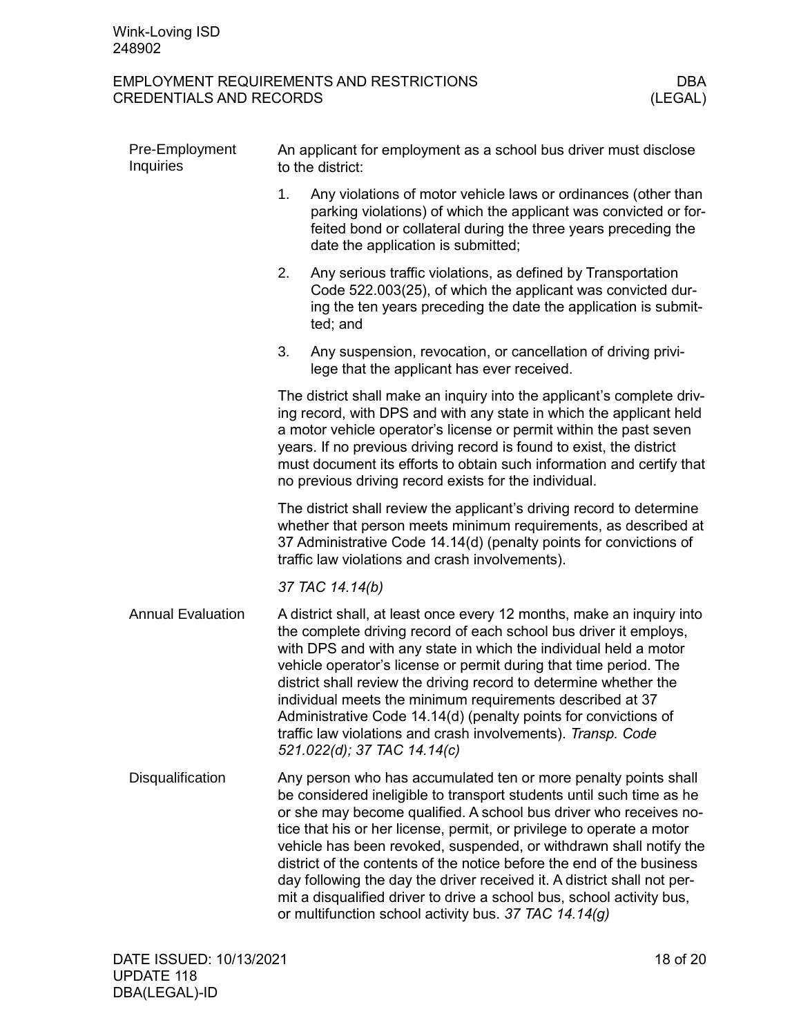## Pre-Employment Inquiries

An applicant for employment as a school bus driver must disclose to the district:

1. Any violations of motor vehicle laws or ordinances (other than parking violations) of which the applicant was convicted or forfeited bond or collateral during the three years preceding the date the application is submitted;
2. Any serious traffic violations, as defined by Transportation Code 522.003(25), of which the applicant was convicted during the ten years preceding the date the application is submitted; and
3. Any suspension, revocation, or cancellation of driving privilege that the applicant has ever received.

The district shall make an inquiry into the applicant's complete driving record, with DPS and with any state in which the applicant held a motor vehicle operator's license or permit within the past seven years. If no previous driving record is found to exist, the district must document its efforts to obtain such information and certify that no previous driving record exists for the individual.

The district shall review the applicant's driving record to determine whether that person meets minimum requirements, as described at 37 Administrative Code 14.14(d) (penalty points for convictions of traffic law violations and crash involvements).

*37 TAC 14.14(b)*

## Annual Evaluation

A district shall, at least once every 12 months, make an inquiry into the complete driving record of each school bus driver it employs, with DPS and with any state in which the individual held a motor vehicle operator's license or permit during that time period. The district shall review the driving record to determine whether the individual meets the minimum requirements described at 37 Administrative Code 14.14(d) (penalty points for convictions of traffic law violations and crash involvements). *Transp. Code 521.022(d); 37 TAC 14.14(c)*

## Disqualification

Any person who has accumulated ten or more penalty points shall be considered ineligible to transport students until such time as he or she may become qualified. A school bus driver who receives notice that his or her license, permit, or privilege to operate a motor vehicle has been revoked, suspended, or withdrawn shall notify the district of the contents of the notice before the end of the business day following the day the driver received it. A district shall not permit a disqualified driver to drive a school bus, school activity bus, or multifunction school activity bus. *37 TAC 14.14(g)*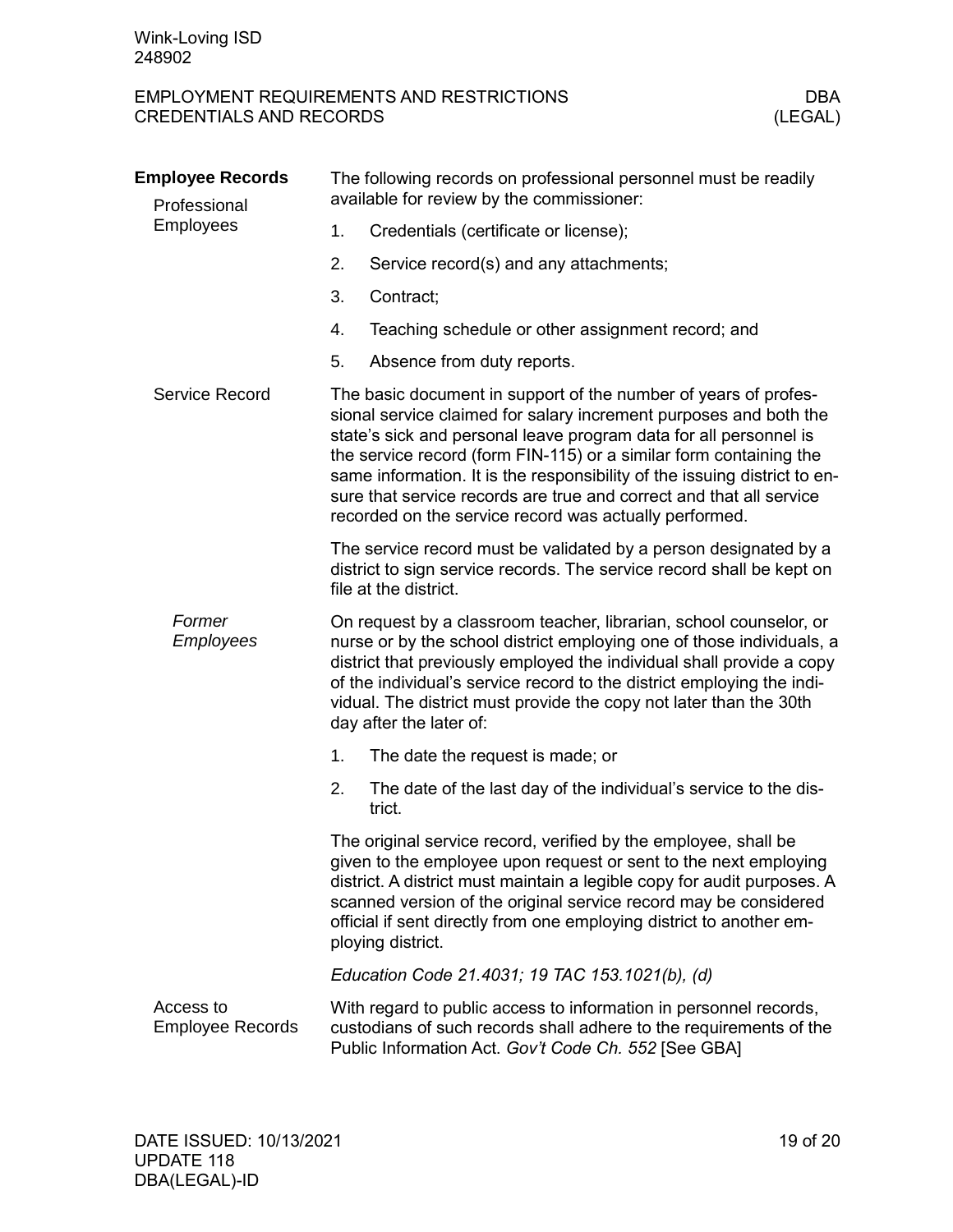## Employee Records

### Professional Employees

The following records on professional personnel must be readily available for review by the commissioner:

1. Credentials (certificate or license);
2. Service record(s) and any attachments;
3. Contract;
4. Teaching schedule or other assignment record; and
5. Absence from duty reports.

### Service Record

The basic document in support of the number of years of professional service claimed for salary increment purposes and both the state's sick and personal leave program data for all personnel is the service record (form FIN-115) or a similar form containing the same information. It is the responsibility of the issuing district to ensure that service records are true and correct and that all service recorded on the service record was actually performed.

The service record must be validated by a person designated by a district to sign service records. The service record shall be kept on file at the district.

#### *Former Employees*

On request by a classroom teacher, librarian, school counselor, or nurse or by the school district employing one of those individuals, a district that previously employed the individual shall provide a copy of the individual's service record to the district employing the individual. The district must provide the copy not later than the 30th day after the later of:

1. The date the request is made; or
2. The date of the last day of the individual's service to the district.

The original service record, verified by the employee, shall be given to the employee upon request or sent to the next employing district. A district must maintain a legible copy for audit purposes. A scanned version of the original service record may be considered official if sent directly from one employing district to another employing district.

*Education Code 21.4031; 19 TAC 153.1021(b), (d)*

### Access to Employee Records

With regard to public access to information in personnel records, custodians of such records shall adhere to the requirements of the Public Information Act. *Gov't Code Ch. 552* [See GBA]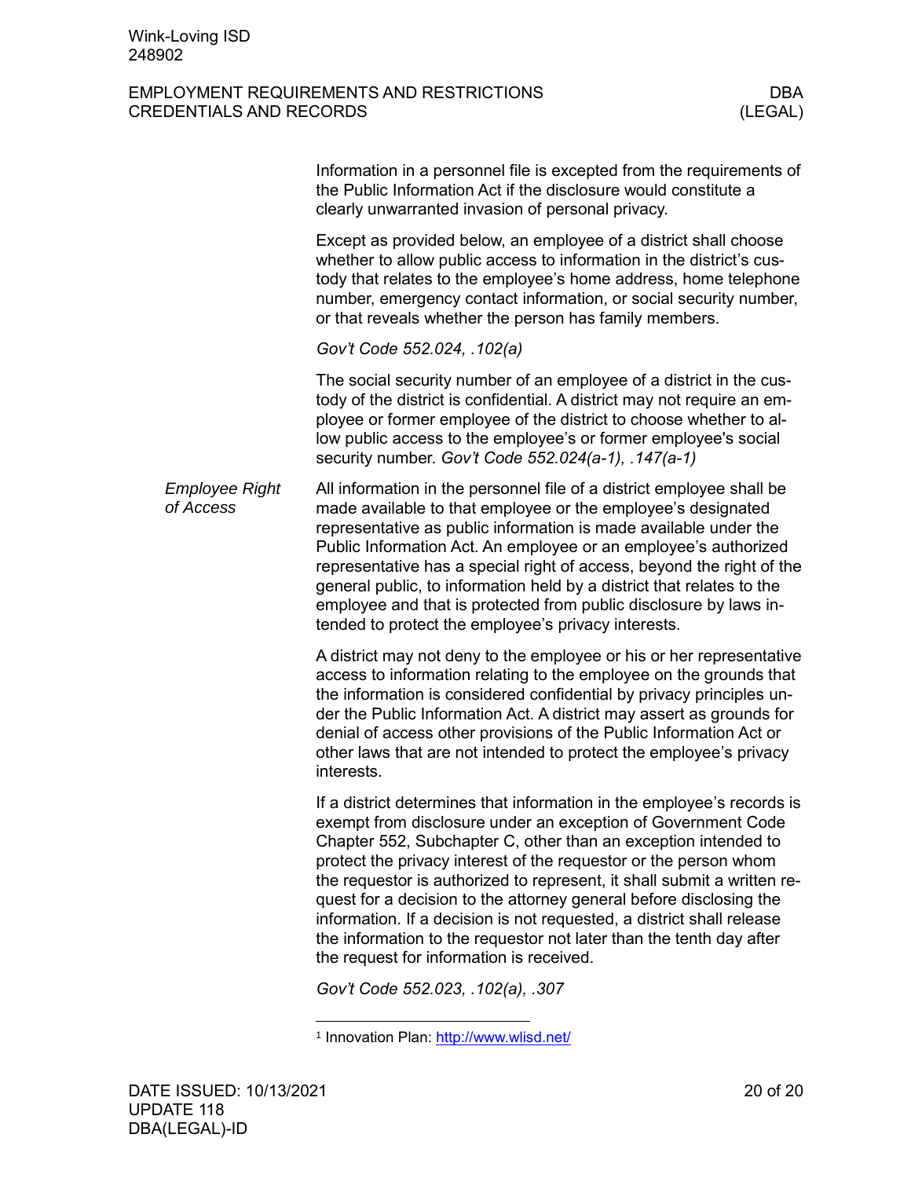Information in a personnel file is excepted from the requirements of the Public Information Act if the disclosure would constitute a clearly unwarranted invasion of personal privacy.

Except as provided below, an employee of a district shall choose whether to allow public access to information in the district's custody that relates to the employee's home address, home telephone number, emergency contact information, or social security number, or that reveals whether the person has family members.

*Gov't Code 552.024, .102(a)*

The social security number of an employee of a district in the custody of the district is confidential. A district may not require an employee or former employee of the district to choose whether to allow public access to the employee's or former employee's social security number. *Gov't Code 552.024(a-1), .147(a-1)*

*Employee Right of Access*

All information in the personnel file of a district employee shall be made available to that employee or the employee's designated representative as public information is made available under the Public Information Act. An employee or an employee's authorized representative has a special right of access, beyond the right of the general public, to information held by a district that relates to the employee and that is protected from public disclosure by laws intended to protect the employee's privacy interests.

A district may not deny to the employee or his or her representative access to information relating to the employee on the grounds that the information is considered confidential by privacy principles under the Public Information Act. A district may assert as grounds for denial of access other provisions of the Public Information Act or other laws that are not intended to protect the employee's privacy interests.

If a district determines that information in the employee's records is exempt from disclosure under an exception of Government Code Chapter 552, Subchapter C, other than an exception intended to protect the privacy interest of the requestor or the person whom the requestor is authorized to represent, it shall submit a written request for a decision to the attorney general before disclosing the information. If a decision is not requested, a district shall release the information to the requestor not later than the tenth day after the request for information is received.

*Gov't Code 552.023, .102(a), .307*

---

[1] Innovation Plan: http://www.wlisd.net/